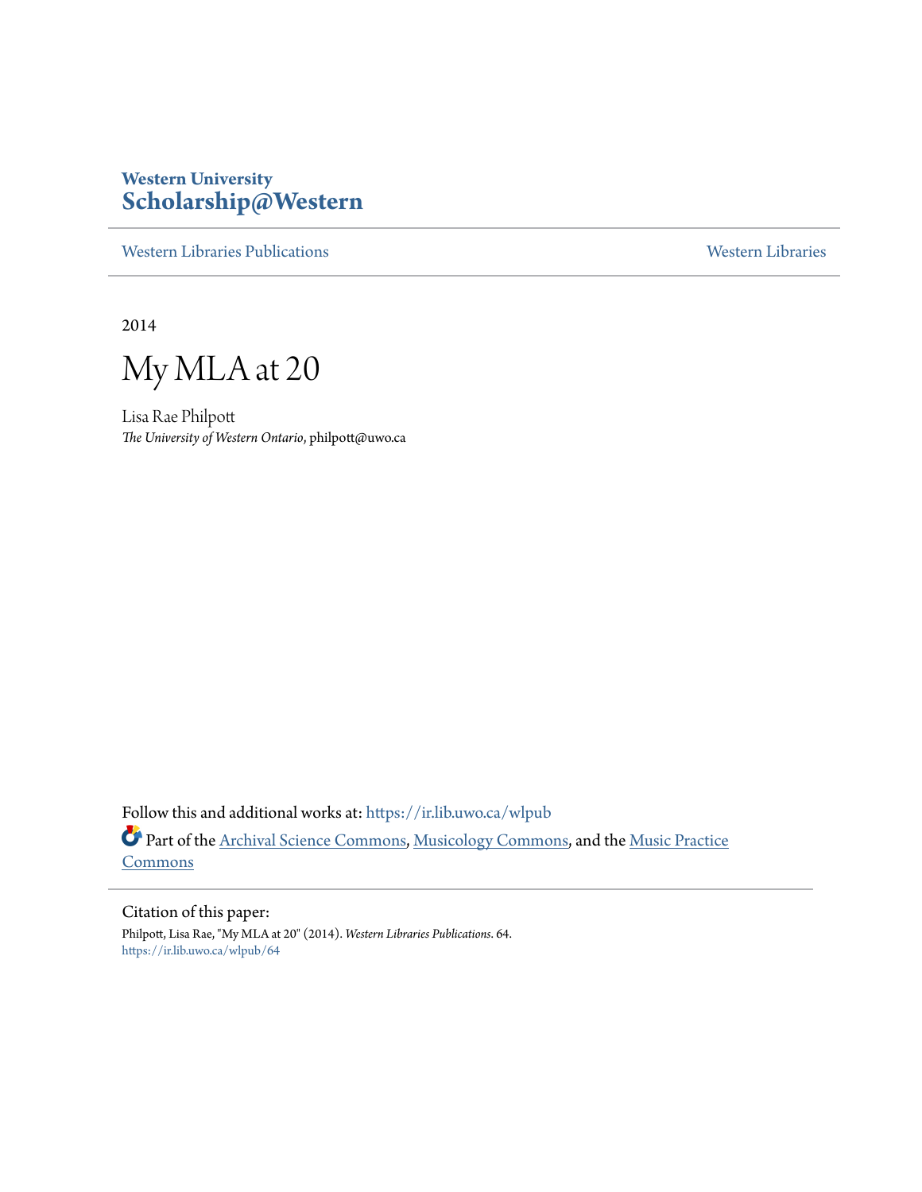Western University
**Scholarship@Western**

Western Libraries Publications | Western Libraries

2014

# My MLA at 20

Lisa Rae Philpott
*The University of Western Ontario*, philpott@uwo.ca

Follow this and additional works at: https://ir.lib.uwo.ca/wlpub

Part of the Archival Science Commons, Musicology Commons, and the Music Practice Commons

Citation of this paper:
Philpott, Lisa Rae, "My MLA at 20" (2014). *Western Libraries Publications*. 64.
https://ir.lib.uwo.ca/wlpub/64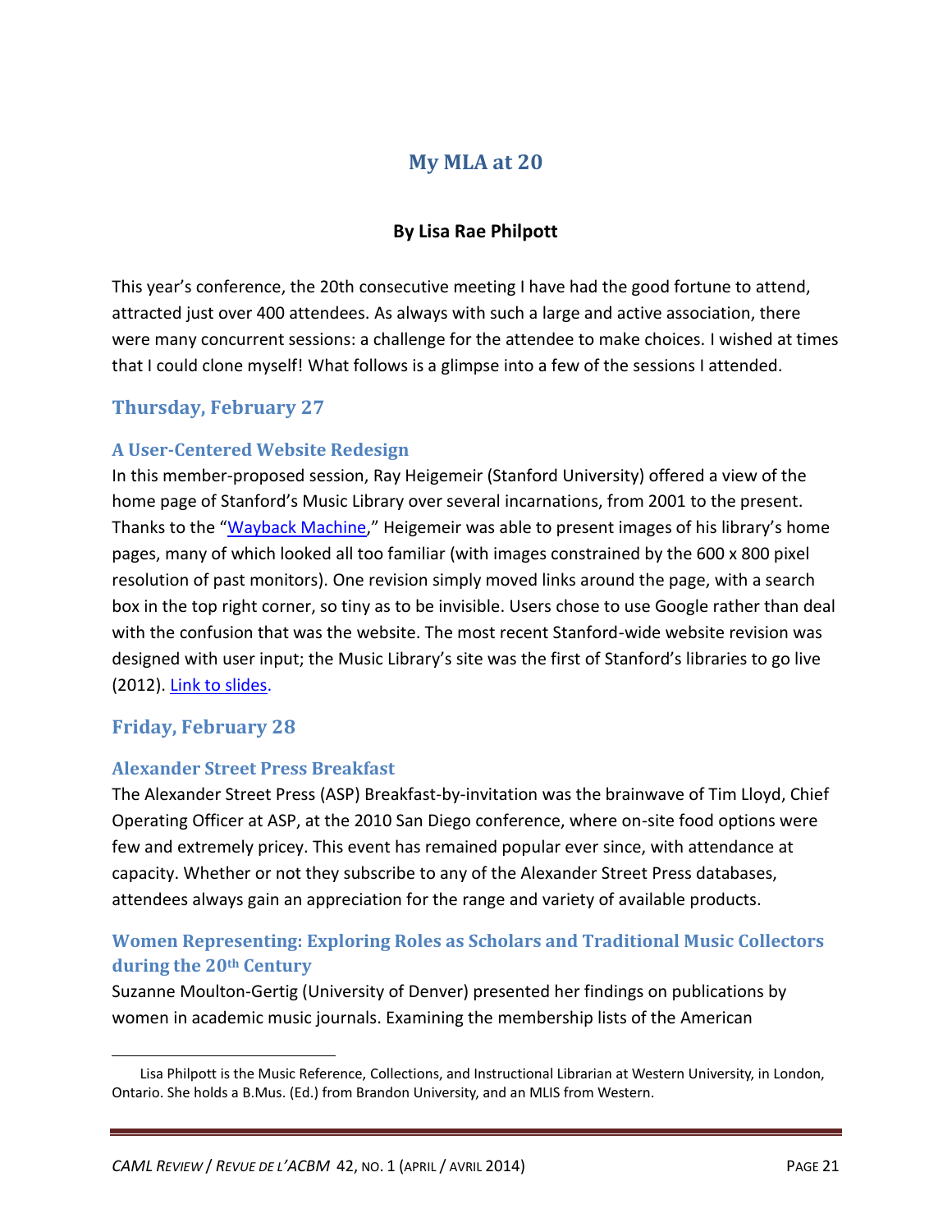# My MLA at 20

**By Lisa Rae Philpott**

This year's conference, the 20th consecutive meeting I have had the good fortune to attend, attracted just over 400 attendees. As always with such a large and active association, there were many concurrent sessions: a challenge for the attendee to make choices. I wished at times that I could clone myself! What follows is a glimpse into a few of the sessions I attended.

## Thursday, February 27

### A User-Centered Website Redesign

In this member-proposed session, Ray Heigemeir (Stanford University) offered a view of the home page of Stanford's Music Library over several incarnations, from 2001 to the present. Thanks to the "Wayback Machine," Heigemeir was able to present images of his library's home pages, many of which looked all too familiar (with images constrained by the 600 x 800 pixel resolution of past monitors). One revision simply moved links around the page, with a search box in the top right corner, so tiny as to be invisible. Users chose to use Google rather than deal with the confusion that was the website. The most recent Stanford-wide website revision was designed with user input; the Music Library's site was the first of Stanford's libraries to go live (2012). Link to slides.

## Friday, February 28

### Alexander Street Press Breakfast

The Alexander Street Press (ASP) Breakfast-by-invitation was the brainwave of Tim Lloyd, Chief Operating Officer at ASP, at the 2010 San Diego conference, where on-site food options were few and extremely pricey. This event has remained popular ever since, with attendance at capacity. Whether or not they subscribe to any of the Alexander Street Press databases, attendees always gain an appreciation for the range and variety of available products.

### Women Representing: Exploring Roles as Scholars and Traditional Music Collectors during the 20th Century

Suzanne Moulton-Gertig (University of Denver) presented her findings on publications by women in academic music journals. Examining the membership lists of the American

---

Lisa Philpott is the Music Reference, Collections, and Instructional Librarian at Western University, in London, Ontario. She holds a B.Mus. (Ed.) from Brandon University, and an MLIS from Western.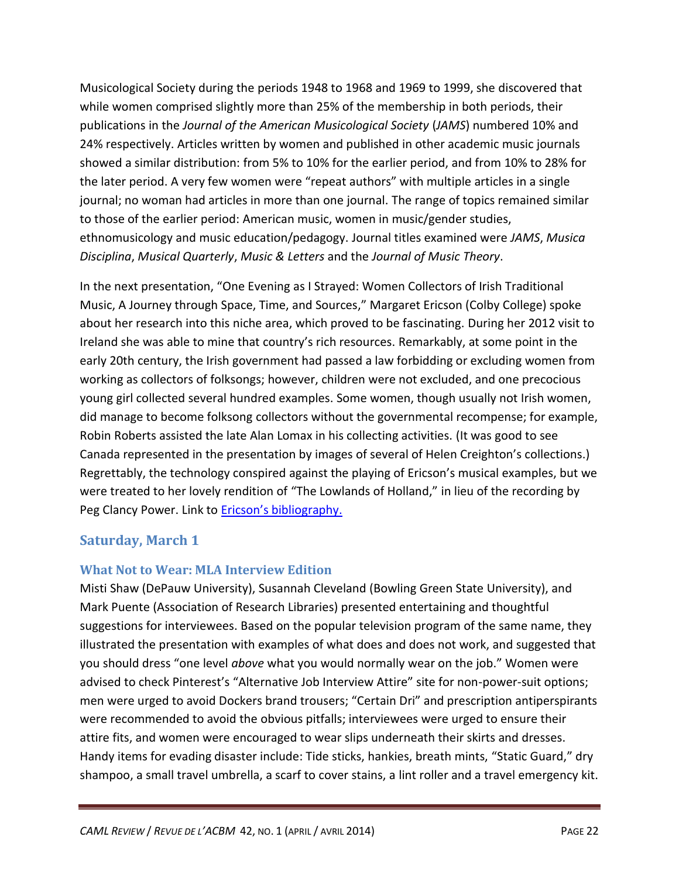Musicological Society during the periods 1948 to 1968 and 1969 to 1999, she discovered that while women comprised slightly more than 25% of the membership in both periods, their publications in the *Journal of the American Musicological Society* (*JAMS*) numbered 10% and 24% respectively. Articles written by women and published in other academic music journals showed a similar distribution: from 5% to 10% for the earlier period, and from 10% to 28% for the later period. A very few women were "repeat authors" with multiple articles in a single journal; no woman had articles in more than one journal. The range of topics remained similar to those of the earlier period: American music, women in music/gender studies, ethnomusicology and music education/pedagogy. Journal titles examined were *JAMS*, *Musica Disciplina*, *Musical Quarterly*, *Music & Letters* and the *Journal of Music Theory*.

In the next presentation, "One Evening as I Strayed: Women Collectors of Irish Traditional Music, A Journey through Space, Time, and Sources," Margaret Ericson (Colby College) spoke about her research into this niche area, which proved to be fascinating. During her 2012 visit to Ireland she was able to mine that country's rich resources. Remarkably, at some point in the early 20th century, the Irish government had passed a law forbidding or excluding women from working as collectors of folksongs; however, children were not excluded, and one precocious young girl collected several hundred examples. Some women, though usually not Irish women, did manage to become folksong collectors without the governmental recompense; for example, Robin Roberts assisted the late Alan Lomax in his collecting activities. (It was good to see Canada represented in the presentation by images of several of Helen Creighton's collections.) Regrettably, the technology conspired against the playing of Ericson's musical examples, but we were treated to her lovely rendition of "The Lowlands of Holland," in lieu of the recording by Peg Clancy Power. Link to Ericson's bibliography.

## Saturday, March 1

### What Not to Wear: MLA Interview Edition

Misti Shaw (DePauw University), Susannah Cleveland (Bowling Green State University), and Mark Puente (Association of Research Libraries) presented entertaining and thoughtful suggestions for interviewees. Based on the popular television program of the same name, they illustrated the presentation with examples of what does and does not work, and suggested that you should dress "one level *above* what you would normally wear on the job." Women were advised to check Pinterest's "Alternative Job Interview Attire" site for non-power-suit options; men were urged to avoid Dockers brand trousers; "Certain Dri" and prescription antiperspirants were recommended to avoid the obvious pitfalls; interviewees were urged to ensure their attire fits, and women were encouraged to wear slips underneath their skirts and dresses. Handy items for evading disaster include: Tide sticks, hankies, breath mints, "Static Guard," dry shampoo, a small travel umbrella, a scarf to cover stains, a lint roller and a travel emergency kit.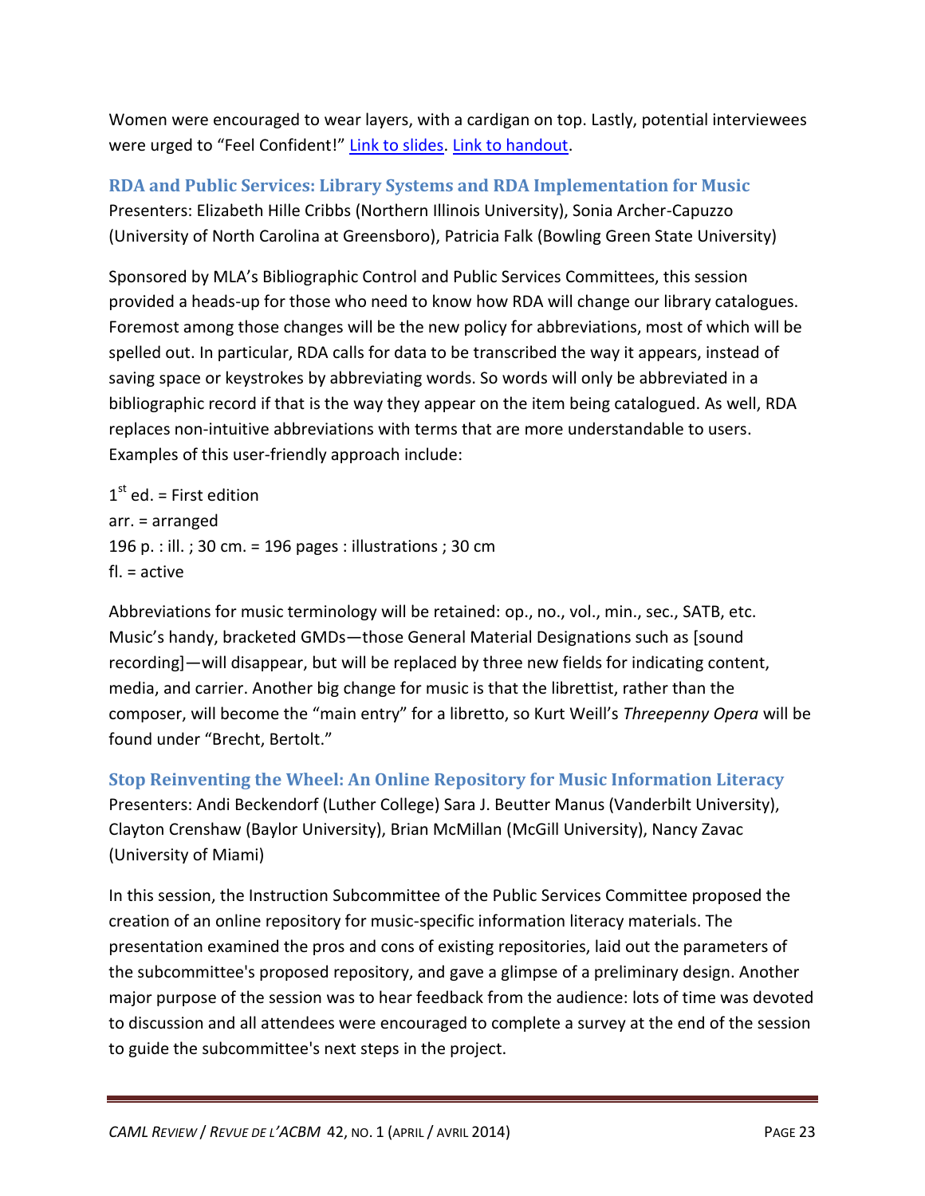Women were encouraged to wear layers, with a cardigan on top. Lastly, potential interviewees were urged to "Feel Confident!" Link to slides. Link to handout.

### RDA and Public Services: Library Systems and RDA Implementation for Music

Presenters: Elizabeth Hille Cribbs (Northern Illinois University), Sonia Archer-Capuzzo (University of North Carolina at Greensboro), Patricia Falk (Bowling Green State University)

Sponsored by MLA's Bibliographic Control and Public Services Committees, this session provided a heads-up for those who need to know how RDA will change our library catalogues. Foremost among those changes will be the new policy for abbreviations, most of which will be spelled out. In particular, RDA calls for data to be transcribed the way it appears, instead of saving space or keystrokes by abbreviating words. So words will only be abbreviated in a bibliographic record if that is the way they appear on the item being catalogued. As well, RDA replaces non-intuitive abbreviations with terms that are more understandable to users. Examples of this user-friendly approach include:

1st ed. = First edition  
arr. = arranged  
196 p. : ill. ; 30 cm. = 196 pages : illustrations ; 30 cm  
fl. = active

Abbreviations for music terminology will be retained: op., no., vol., min., sec., SATB, etc. Music's handy, bracketed GMDs—those General Material Designations such as [sound recording]—will disappear, but will be replaced by three new fields for indicating content, media, and carrier. Another big change for music is that the librettist, rather than the composer, will become the "main entry" for a libretto, so Kurt Weill's *Threepenny Opera* will be found under "Brecht, Bertolt."

### Stop Reinventing the Wheel: An Online Repository for Music Information Literacy

Presenters: Andi Beckendorf (Luther College) Sara J. Beutter Manus (Vanderbilt University), Clayton Crenshaw (Baylor University), Brian McMillan (McGill University), Nancy Zavac (University of Miami)

In this session, the Instruction Subcommittee of the Public Services Committee proposed the creation of an online repository for music-specific information literacy materials. The presentation examined the pros and cons of existing repositories, laid out the parameters of the subcommittee's proposed repository, and gave a glimpse of a preliminary design. Another major purpose of the session was to hear feedback from the audience: lots of time was devoted to discussion and all attendees were encouraged to complete a survey at the end of the session to guide the subcommittee's next steps in the project.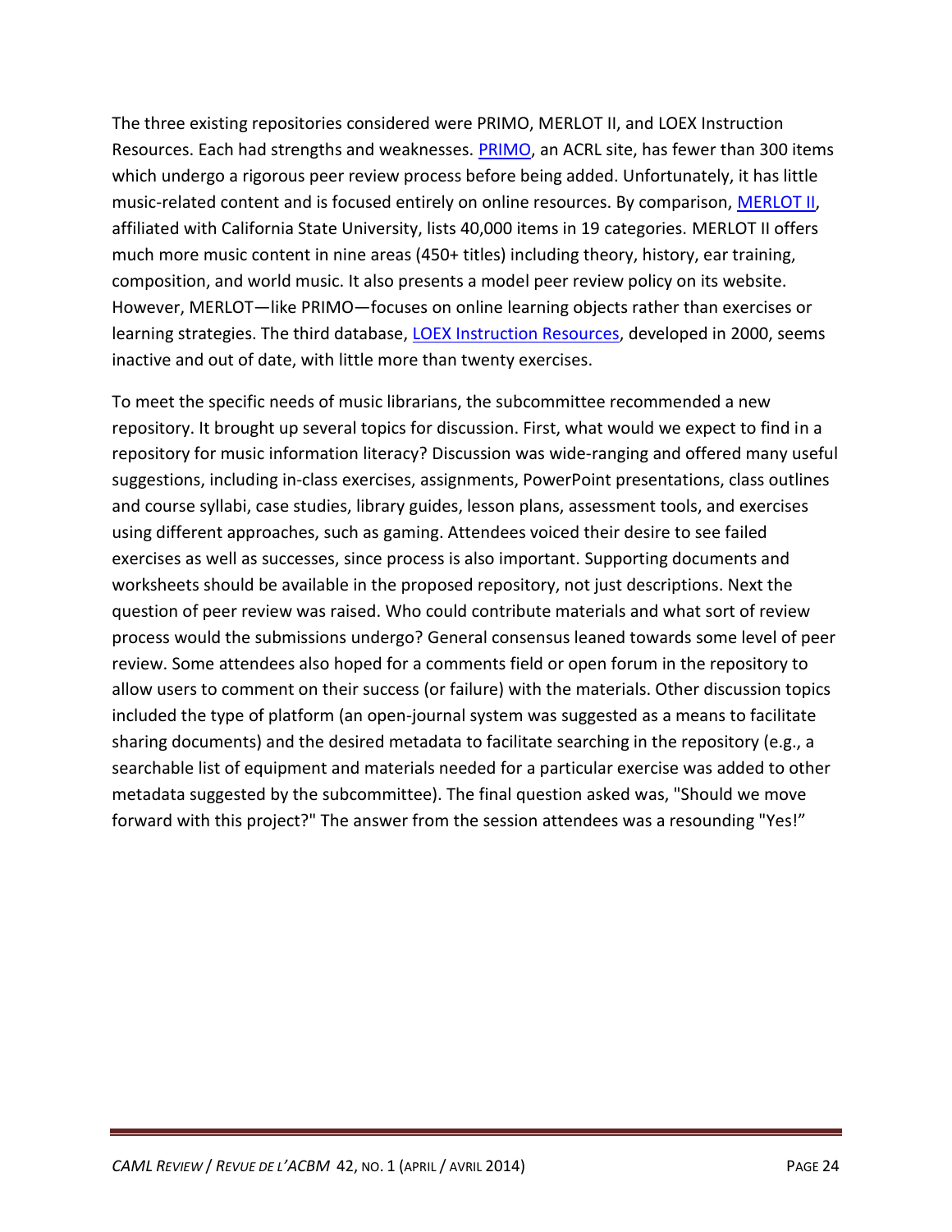The three existing repositories considered were PRIMO, MERLOT II, and LOEX Instruction Resources. Each had strengths and weaknesses. PRIMO, an ACRL site, has fewer than 300 items which undergo a rigorous peer review process before being added. Unfortunately, it has little music-related content and is focused entirely on online resources. By comparison, MERLOT II, affiliated with California State University, lists 40,000 items in 19 categories. MERLOT II offers much more music content in nine areas (450+ titles) including theory, history, ear training, composition, and world music. It also presents a model peer review policy on its website. However, MERLOT—like PRIMO—focuses on online learning objects rather than exercises or learning strategies. The third database, LOEX Instruction Resources, developed in 2000, seems inactive and out of date, with little more than twenty exercises.

To meet the specific needs of music librarians, the subcommittee recommended a new repository. It brought up several topics for discussion. First, what would we expect to find in a repository for music information literacy? Discussion was wide-ranging and offered many useful suggestions, including in-class exercises, assignments, PowerPoint presentations, class outlines and course syllabi, case studies, library guides, lesson plans, assessment tools, and exercises using different approaches, such as gaming. Attendees voiced their desire to see failed exercises as well as successes, since process is also important. Supporting documents and worksheets should be available in the proposed repository, not just descriptions. Next the question of peer review was raised. Who could contribute materials and what sort of review process would the submissions undergo? General consensus leaned towards some level of peer review. Some attendees also hoped for a comments field or open forum in the repository to allow users to comment on their success (or failure) with the materials. Other discussion topics included the type of platform (an open-journal system was suggested as a means to facilitate sharing documents) and the desired metadata to facilitate searching in the repository (e.g., a searchable list of equipment and materials needed for a particular exercise was added to other metadata suggested by the subcommittee). The final question asked was, "Should we move forward with this project?" The answer from the session attendees was a resounding "Yes!"